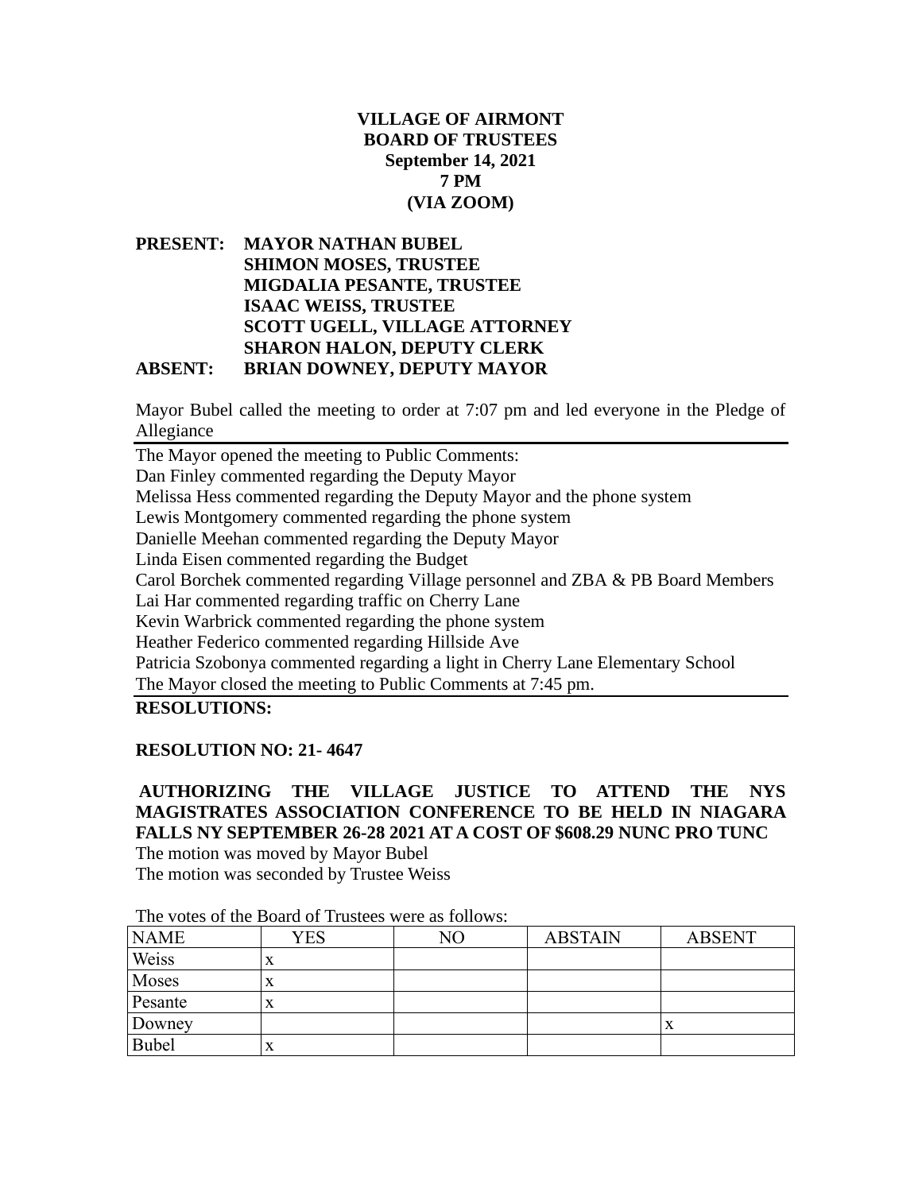**VILLAGE OF AIRMONT**
**BOARD OF TRUSTEES**
**September 14, 2021**
**7 PM**
**(VIA ZOOM)**

**PRESENT: MAYOR NATHAN BUBEL**
**SHIMON MOSES, TRUSTEE**
**MIGDALIA PESANTE, TRUSTEE**
**ISAAC WEISS, TRUSTEE**
**SCOTT UGELL, VILLAGE ATTORNEY**
**SHARON HALON, DEPUTY CLERK**
**ABSENT: BRIAN DOWNEY, DEPUTY MAYOR**

Mayor Bubel called the meeting to order at 7:07 pm and led everyone in the Pledge of Allegiance

---

The Mayor opened the meeting to Public Comments:
Dan Finley commented regarding the Deputy Mayor
Melissa Hess commented regarding the Deputy Mayor and the phone system
Lewis Montgomery commented regarding the phone system
Danielle Meehan commented regarding the Deputy Mayor
Linda Eisen commented regarding the Budget
Carol Borchek commented regarding Village personnel and ZBA & PB Board Members
Lai Har commented regarding traffic on Cherry Lane
Kevin Warbrick commented regarding the phone system
Heather Federico commented regarding Hillside Ave
Patricia Szobonya commented regarding a light in Cherry Lane Elementary School
The Mayor closed the meeting to Public Comments at 7:45 pm.

---

**RESOLUTIONS:**

**RESOLUTION NO: 21- 4647**

**AUTHORIZING THE VILLAGE JUSTICE TO ATTEND THE NYS MAGISTRATES ASSOCIATION CONFERENCE TO BE HELD IN NIAGARA FALLS NY SEPTEMBER 26-28 2021 AT A COST OF $608.29 NUNC PRO TUNC**
The motion was moved by Mayor Bubel
The motion was seconded by Trustee Weiss

The votes of the Board of Trustees were as follows:

| NAME | YES | NO | ABSTAIN | ABSENT |
|---|---|---|---|---|
| Weiss | x | | | |
| Moses | x | | | |
| Pesante | x | | | |
| Downey | | | | x |
| Bubel | x | | | |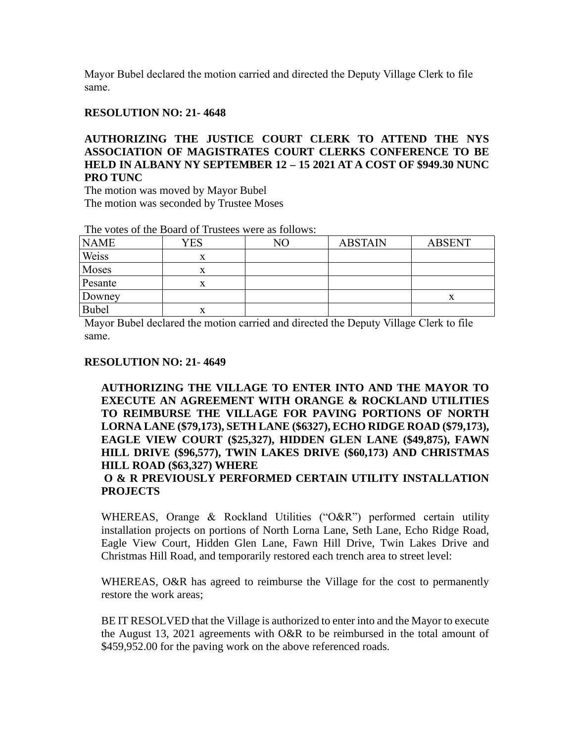Mayor Bubel declared the motion carried and directed the Deputy Village Clerk to file same.

**RESOLUTION NO: 21- 4648**

**AUTHORIZING THE JUSTICE COURT CLERK TO ATTEND THE NYS ASSOCIATION OF MAGISTRATES COURT CLERKS CONFERENCE TO BE HELD IN ALBANY NY SEPTEMBER 12 – 15 2021 AT A COST OF $949.30 NUNC PRO TUNC**

The motion was moved by Mayor Bubel
The motion was seconded by Trustee Moses

The votes of the Board of Trustees were as follows:

| NAME | YES | NO | ABSTAIN | ABSENT |
|---|---|---|---|---|
| Weiss | x | | | |
| Moses | x | | | |
| Pesante | x | | | |
| Downey | | | | x |
| Bubel | x | | | |

Mayor Bubel declared the motion carried and directed the Deputy Village Clerk to file same.

**RESOLUTION NO: 21- 4649**

**AUTHORIZING THE VILLAGE TO ENTER INTO AND THE MAYOR TO EXECUTE AN AGREEMENT WITH ORANGE & ROCKLAND UTILITIES TO REIMBURSE THE VILLAGE FOR PAVING PORTIONS OF NORTH LORNA LANE ($79,173), SETH LANE ($6327), ECHO RIDGE ROAD ($79,173), EAGLE VIEW COURT ($25,327), HIDDEN GLEN LANE ($49,875), FAWN HILL DRIVE ($96,577), TWIN LAKES DRIVE ($60,173) AND CHRISTMAS HILL ROAD ($63,327) WHERE**
**O & R PREVIOUSLY PERFORMED CERTAIN UTILITY INSTALLATION PROJECTS**

WHEREAS, Orange & Rockland Utilities ("O&R") performed certain utility installation projects on portions of North Lorna Lane, Seth Lane, Echo Ridge Road, Eagle View Court, Hidden Glen Lane, Fawn Hill Drive, Twin Lakes Drive and Christmas Hill Road, and temporarily restored each trench area to street level:

WHEREAS, O&R has agreed to reimburse the Village for the cost to permanently restore the work areas;

BE IT RESOLVED that the Village is authorized to enter into and the Mayor to execute the August 13, 2021 agreements with O&R to be reimbursed in the total amount of $459,952.00 for the paving work on the above referenced roads.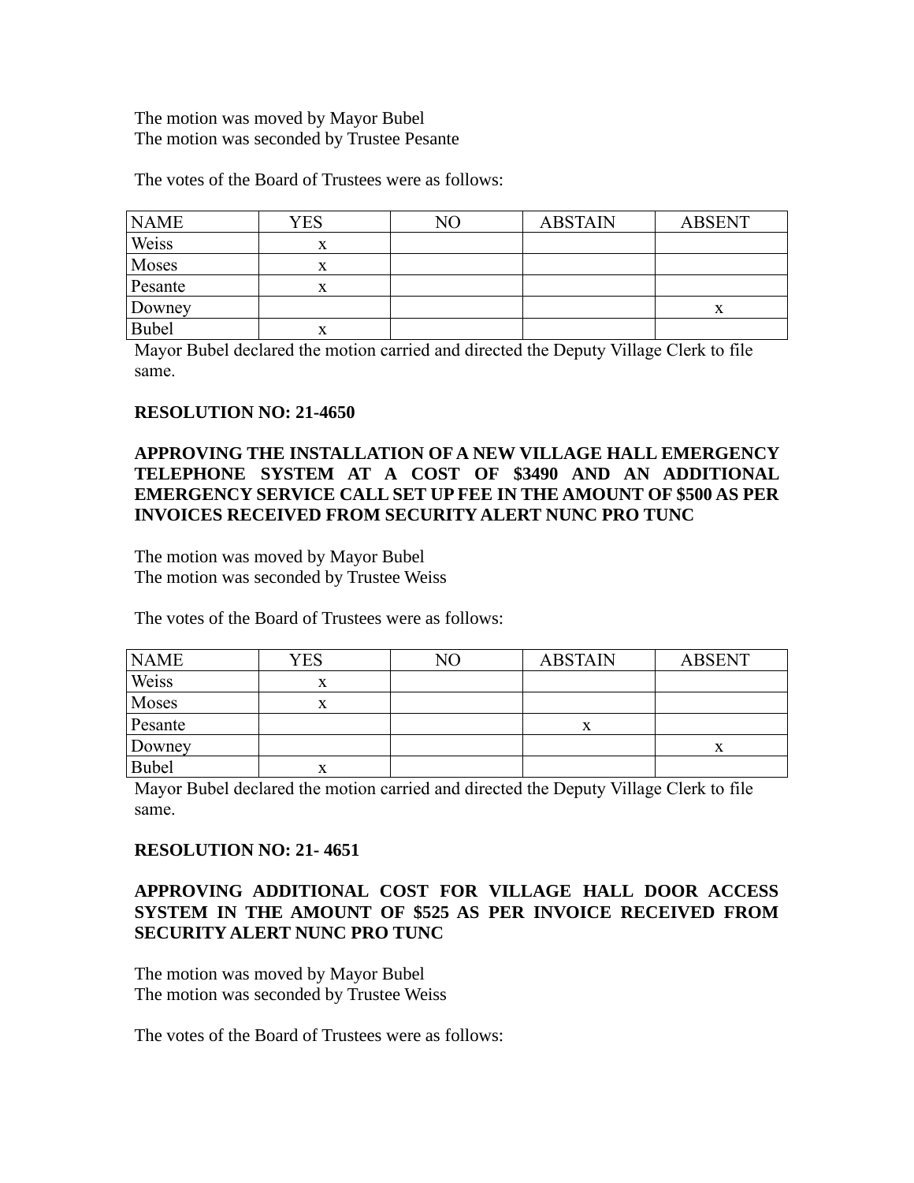The motion was moved by Mayor Bubel
The motion was seconded by Trustee Pesante

The votes of the Board of Trustees were as follows:

| NAME | YES | NO | ABSTAIN | ABSENT |
|---|---|---|---|---|
| Weiss | x | | | |
| Moses | x | | | |
| Pesante | x | | | |
| Downey | | | | x |
| Bubel | x | | | |

Mayor Bubel declared the motion carried and directed the Deputy Village Clerk to file same.

**RESOLUTION NO: 21-4650**

**APPROVING THE INSTALLATION OF A NEW VILLAGE HALL EMERGENCY TELEPHONE SYSTEM AT A COST OF $3490 AND AN ADDITIONAL EMERGENCY SERVICE CALL SET UP FEE IN THE AMOUNT OF $500 AS PER INVOICES RECEIVED FROM SECURITY ALERT NUNC PRO TUNC**

The motion was moved by Mayor Bubel
The motion was seconded by Trustee Weiss

The votes of the Board of Trustees were as follows:

| NAME | YES | NO | ABSTAIN | ABSENT |
|---|---|---|---|---|
| Weiss | x | | | |
| Moses | x | | | |
| Pesante | | | x | |
| Downey | | | | x |
| Bubel | x | | | |

Mayor Bubel declared the motion carried and directed the Deputy Village Clerk to file same.

**RESOLUTION NO: 21- 4651**

**APPROVING ADDITIONAL COST FOR VILLAGE HALL DOOR ACCESS SYSTEM IN THE AMOUNT OF $525 AS PER INVOICE RECEIVED FROM SECURITY ALERT NUNC PRO TUNC**

The motion was moved by Mayor Bubel
The motion was seconded by Trustee Weiss

The votes of the Board of Trustees were as follows: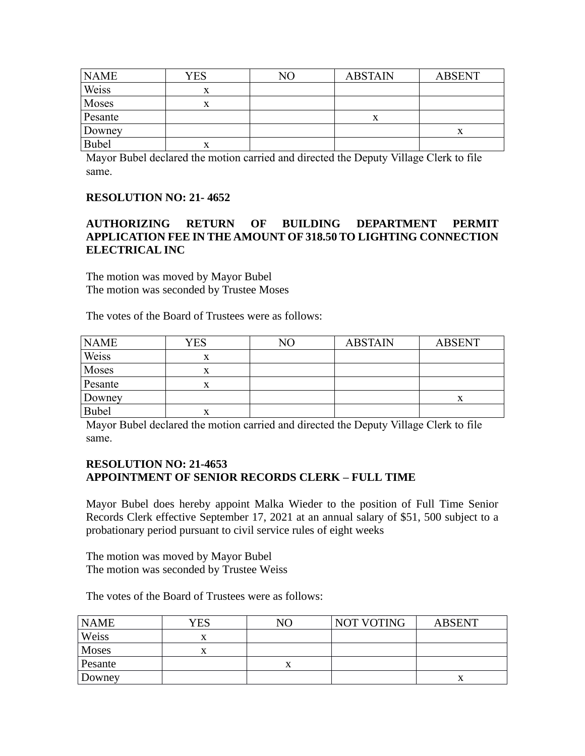| NAME | YES | NO | ABSTAIN | ABSENT |
|---|---|---|---|---|
| Weiss | x | | | |
| Moses | x | | | |
| Pesante | | | x | |
| Downey | | | | x |
| Bubel | x | | | |

Mayor Bubel declared the motion carried and directed the Deputy Village Clerk to file same.

**RESOLUTION NO: 21- 4652**

**AUTHORIZING RETURN OF BUILDING DEPARTMENT PERMIT APPLICATION FEE IN THE AMOUNT OF 318.50 TO LIGHTING CONNECTION ELECTRICAL INC**

The motion was moved by Mayor Bubel
The motion was seconded by Trustee Moses

The votes of the Board of Trustees were as follows:

| NAME | YES | NO | ABSTAIN | ABSENT |
|---|---|---|---|---|
| Weiss | x | | | |
| Moses | x | | | |
| Pesante | x | | | |
| Downey | | | | x |
| Bubel | x | | | |

Mayor Bubel declared the motion carried and directed the Deputy Village Clerk to file same.

**RESOLUTION NO: 21-4653**
**APPOINTMENT OF SENIOR RECORDS CLERK – FULL TIME**

Mayor Bubel does hereby appoint Malka Wieder to the position of Full Time Senior Records Clerk effective September 17, 2021 at an annual salary of $51, 500 subject to a probationary period pursuant to civil service rules of eight weeks

The motion was moved by Mayor Bubel
The motion was seconded by Trustee Weiss

The votes of the Board of Trustees were as follows:

| NAME | YES | NO | NOT VOTING | ABSENT |
|---|---|---|---|---|
| Weiss | x | | | |
| Moses | x | | | |
| Pesante | | x | | |
| Downey | | | | x |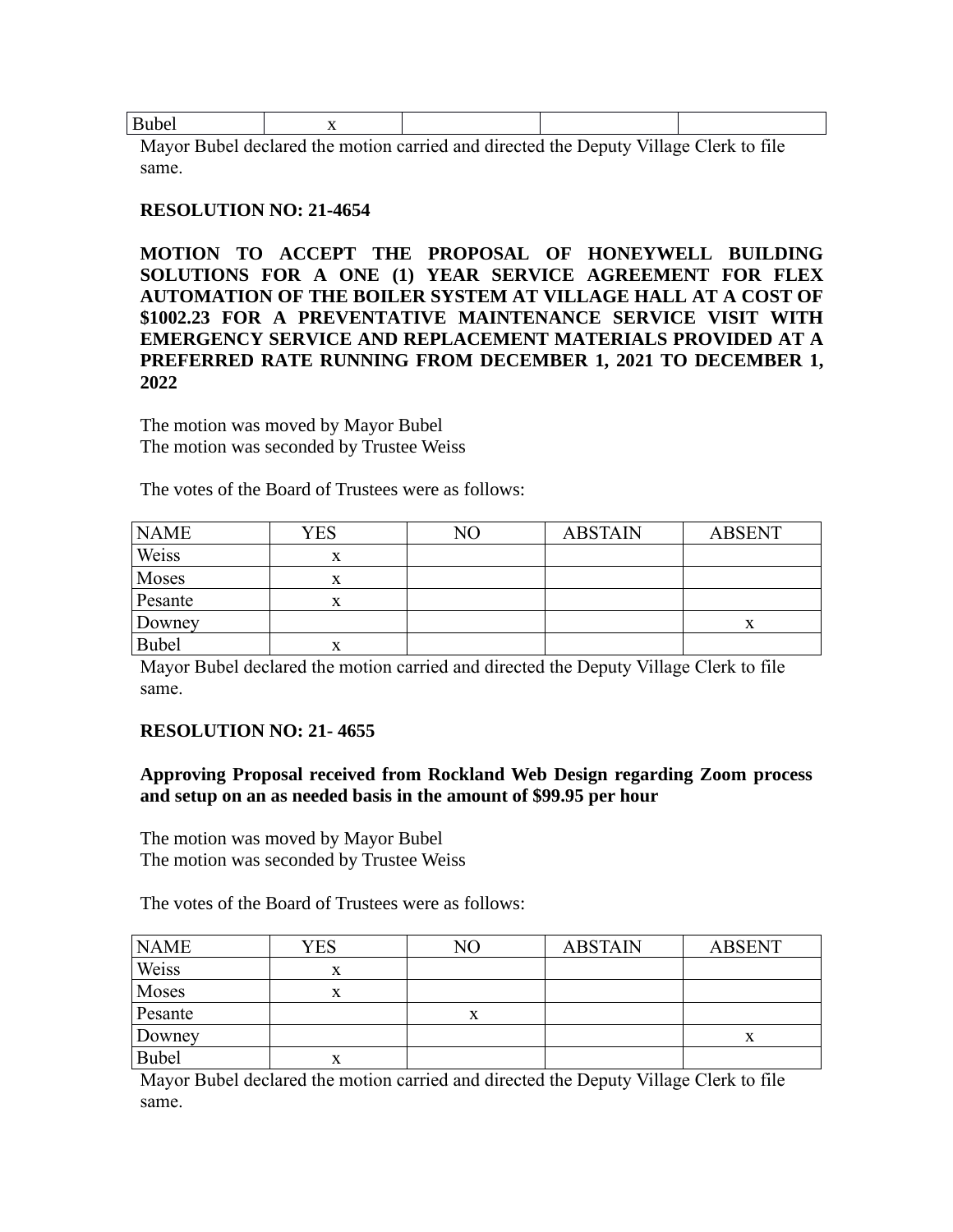| Bubel | x | | | |
|---|---|---|---|---|

Mayor Bubel declared the motion carried and directed the Deputy Village Clerk to file same.

**RESOLUTION NO: 21-4654**

**MOTION TO ACCEPT THE PROPOSAL OF HONEYWELL BUILDING SOLUTIONS FOR A ONE (1) YEAR SERVICE AGREEMENT FOR FLEX AUTOMATION OF THE BOILER SYSTEM AT VILLAGE HALL AT A COST OF $1002.23 FOR A PREVENTATIVE MAINTENANCE SERVICE VISIT WITH EMERGENCY SERVICE AND REPLACEMENT MATERIALS PROVIDED AT A PREFERRED RATE RUNNING FROM DECEMBER 1, 2021 TO DECEMBER 1, 2022**

The motion was moved by Mayor Bubel
The motion was seconded by Trustee Weiss

The votes of the Board of Trustees were as follows:

| NAME | YES | NO | ABSTAIN | ABSENT |
|---|---|---|---|---|
| Weiss | x | | | |
| Moses | x | | | |
| Pesante | x | | | |
| Downey | | | | x |
| Bubel | x | | | |

Mayor Bubel declared the motion carried and directed the Deputy Village Clerk to file same.

**RESOLUTION NO: 21- 4655**

**Approving Proposal received from Rockland Web Design regarding Zoom process and setup on an as needed basis in the amount of $99.95 per hour**

The motion was moved by Mayor Bubel
The motion was seconded by Trustee Weiss

The votes of the Board of Trustees were as follows:

| NAME | YES | NO | ABSTAIN | ABSENT |
|---|---|---|---|---|
| Weiss | x | | | |
| Moses | x | | | |
| Pesante | | x | | |
| Downey | | | | x |
| Bubel | x | | | |

Mayor Bubel declared the motion carried and directed the Deputy Village Clerk to file same.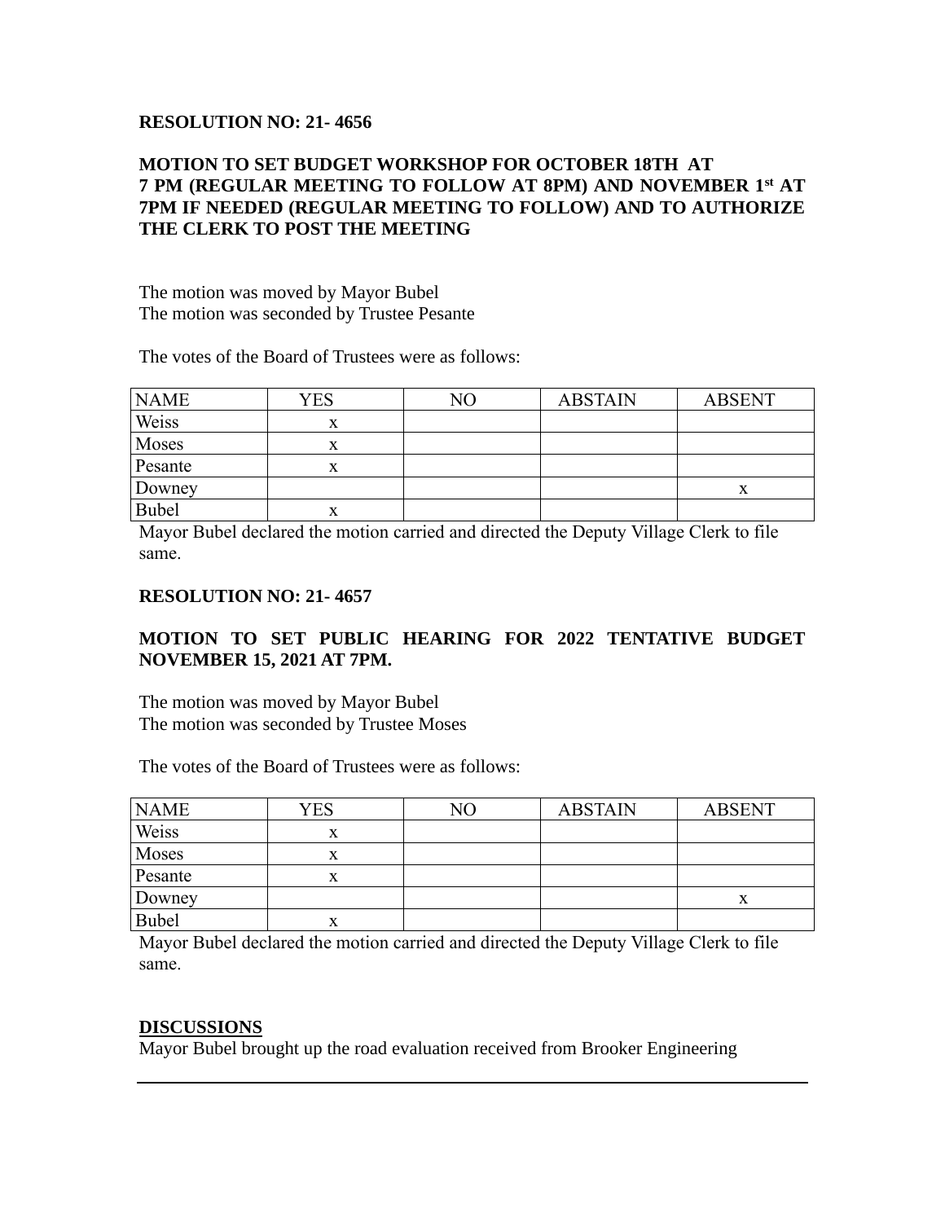**RESOLUTION NO: 21- 4656**

**MOTION TO SET BUDGET WORKSHOP FOR OCTOBER 18TH AT 7 PM (REGULAR MEETING TO FOLLOW AT 8PM) AND NOVEMBER 1st AT 7PM IF NEEDED (REGULAR MEETING TO FOLLOW) AND TO AUTHORIZE THE CLERK TO POST THE MEETING**

The motion was moved by Mayor Bubel
The motion was seconded by Trustee Pesante

The votes of the Board of Trustees were as follows:

| NAME | YES | NO | ABSTAIN | ABSENT |
|---|---|---|---|---|
| Weiss | x | | | |
| Moses | x | | | |
| Pesante | x | | | |
| Downey | | | | x |
| Bubel | x | | | |

Mayor Bubel declared the motion carried and directed the Deputy Village Clerk to file same.

**RESOLUTION NO: 21- 4657**

**MOTION TO SET PUBLIC HEARING FOR 2022 TENTATIVE BUDGET NOVEMBER 15, 2021 AT 7PM.**

The motion was moved by Mayor Bubel
The motion was seconded by Trustee Moses

The votes of the Board of Trustees were as follows:

| NAME | YES | NO | ABSTAIN | ABSENT |
|---|---|---|---|---|
| Weiss | x | | | |
| Moses | x | | | |
| Pesante | x | | | |
| Downey | | | | x |
| Bubel | x | | | |

Mayor Bubel declared the motion carried and directed the Deputy Village Clerk to file same.

**DISCUSSIONS**

Mayor Bubel brought up the road evaluation received from Brooker Engineering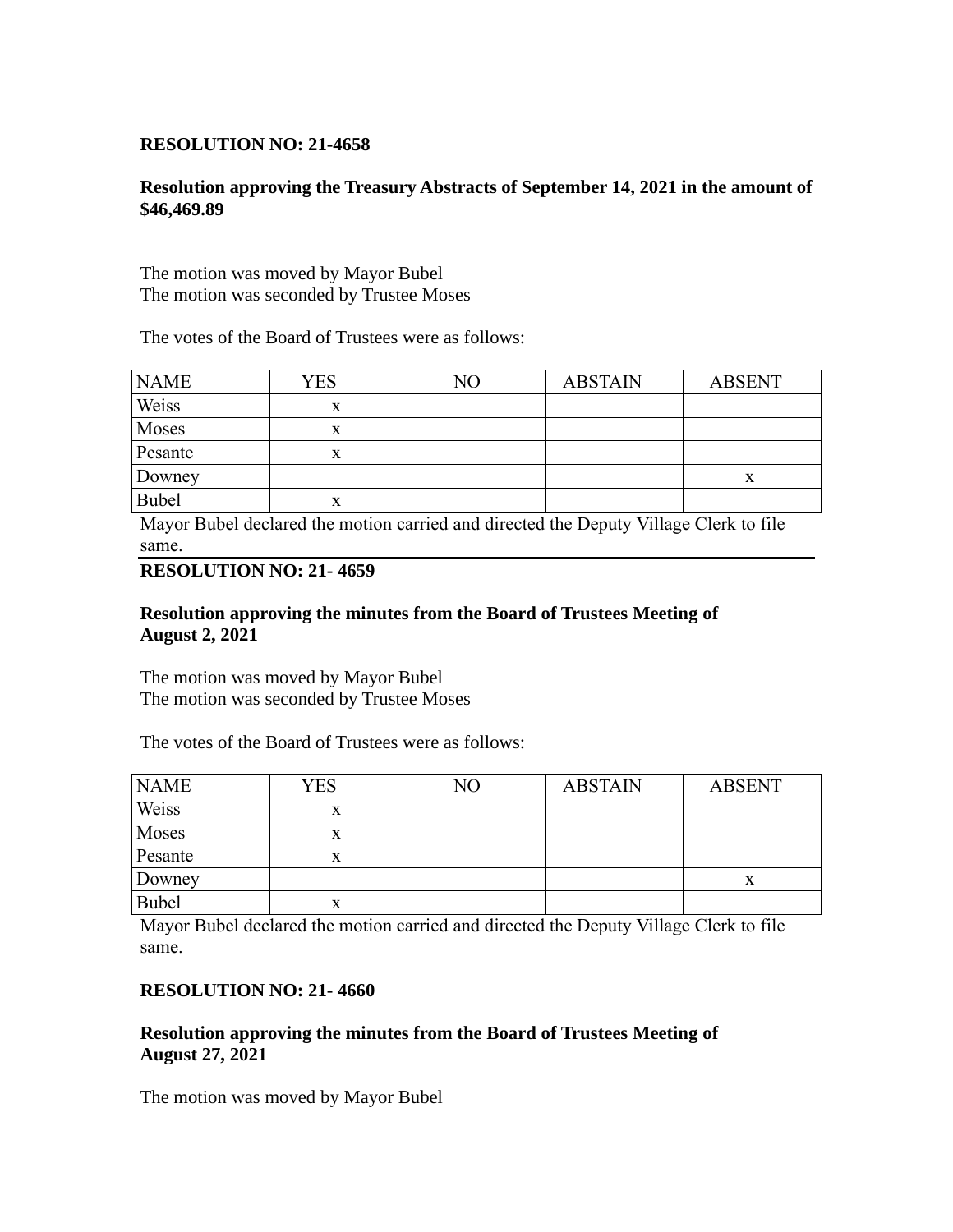**RESOLUTION NO: 21-4658**

**Resolution approving the Treasury Abstracts of September 14, 2021 in the amount of $46,469.89**

The motion was moved by Mayor Bubel
The motion was seconded by Trustee Moses

The votes of the Board of Trustees were as follows:

| NAME | YES | NO | ABSTAIN | ABSENT |
|---|---|---|---|---|
| Weiss | x | | | |
| Moses | x | | | |
| Pesante | x | | | |
| Downey | | | | x |
| Bubel | x | | | |

Mayor Bubel declared the motion carried and directed the Deputy Village Clerk to file same.

---

**RESOLUTION NO: 21- 4659**

**Resolution approving the minutes from the Board of Trustees Meeting of August 2, 2021**

The motion was moved by Mayor Bubel
The motion was seconded by Trustee Moses

The votes of the Board of Trustees were as follows:

| NAME | YES | NO | ABSTAIN | ABSENT |
|---|---|---|---|---|
| Weiss | x | | | |
| Moses | x | | | |
| Pesante | x | | | |
| Downey | | | | x |
| Bubel | x | | | |

Mayor Bubel declared the motion carried and directed the Deputy Village Clerk to file same.

**RESOLUTION NO: 21- 4660**

**Resolution approving the minutes from the Board of Trustees Meeting of August 27, 2021**

The motion was moved by Mayor Bubel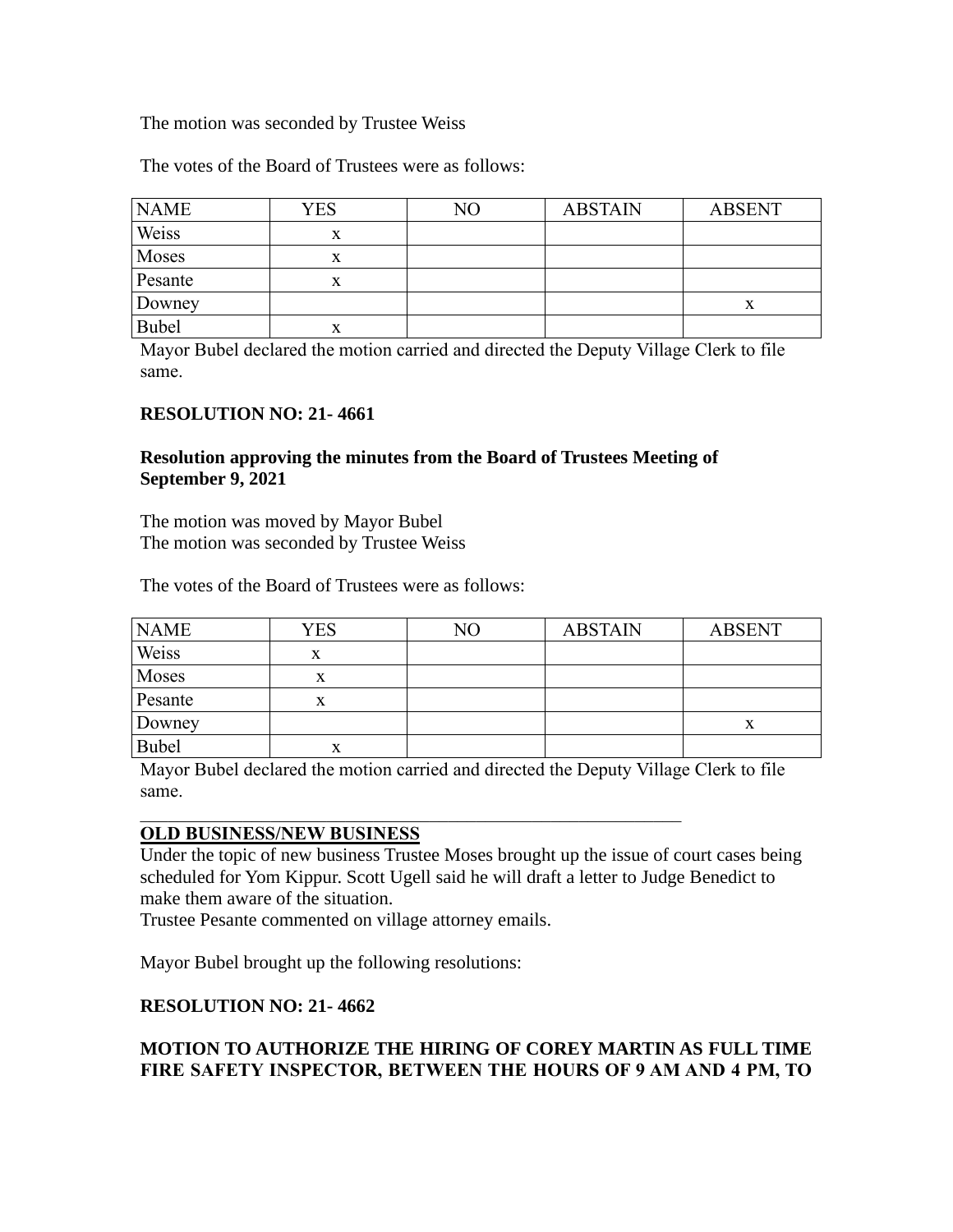The motion was seconded by Trustee Weiss

The votes of the Board of Trustees were as follows:

| NAME | YES | NO | ABSTAIN | ABSENT |
|---|---|---|---|---|
| Weiss | x | | | |
| Moses | x | | | |
| Pesante | x | | | |
| Downey | | | | x |
| Bubel | x | | | |

Mayor Bubel declared the motion carried and directed the Deputy Village Clerk to file same.

**RESOLUTION NO: 21- 4661**

**Resolution approving the minutes from the Board of Trustees Meeting of September 9, 2021**

The motion was moved by Mayor Bubel
The motion was seconded by Trustee Weiss

The votes of the Board of Trustees were as follows:

| NAME | YES | NO | ABSTAIN | ABSENT |
|---|---|---|---|---|
| Weiss | x | | | |
| Moses | x | | | |
| Pesante | x | | | |
| Downey | | | | x |
| Bubel | x | | | |

Mayor Bubel declared the motion carried and directed the Deputy Village Clerk to file same.

---

**OLD BUSINESS/NEW BUSINESS**

Under the topic of new business Trustee Moses brought up the issue of court cases being scheduled for Yom Kippur. Scott Ugell said he will draft a letter to Judge Benedict to make them aware of the situation.
Trustee Pesante commented on village attorney emails.

Mayor Bubel brought up the following resolutions:

**RESOLUTION NO: 21- 4662**

**MOTION TO AUTHORIZE THE HIRING OF COREY MARTIN AS FULL TIME FIRE SAFETY INSPECTOR, BETWEEN THE HOURS OF 9 AM AND 4 PM, TO**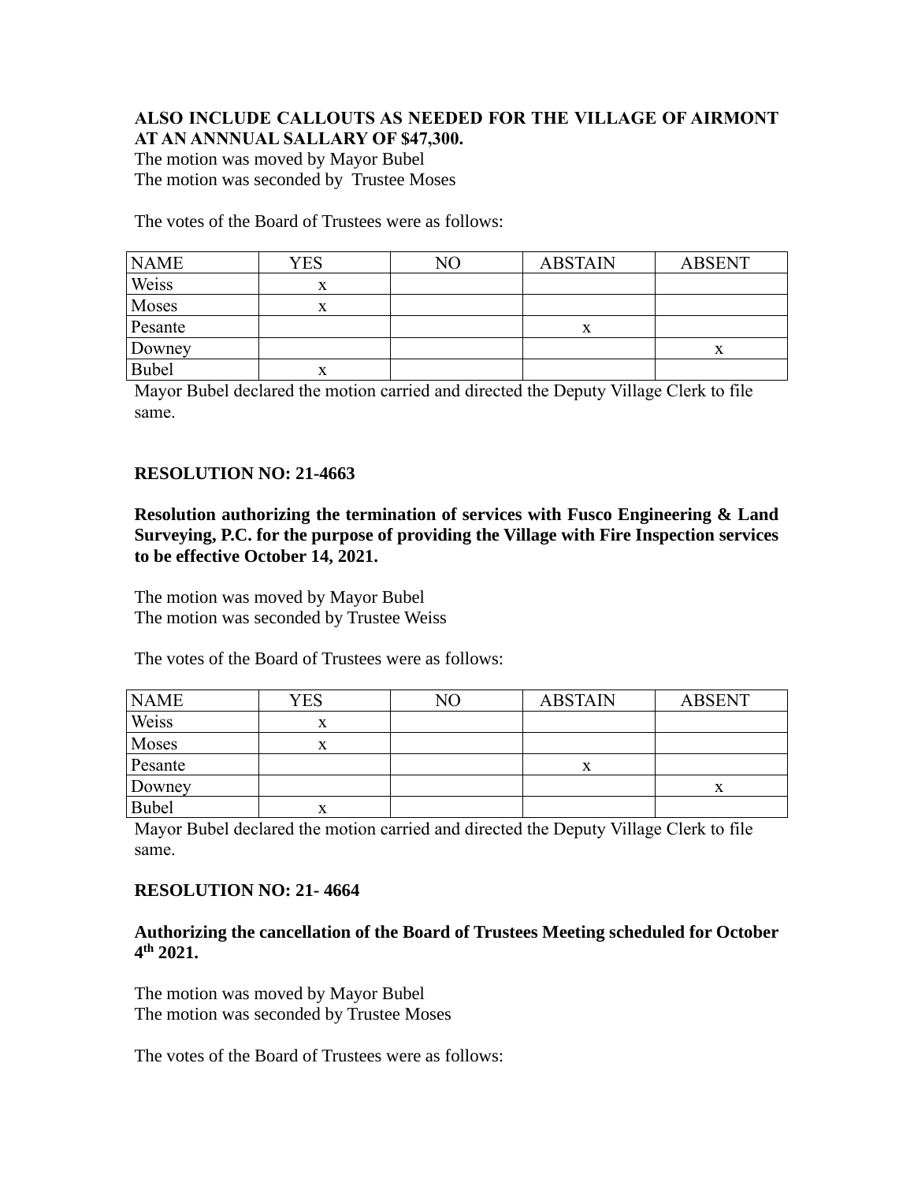**ALSO INCLUDE CALLOUTS AS NEEDED FOR THE VILLAGE OF AIRMONT AT AN ANNNUAL SALLARY OF $47,300.**

The motion was moved by Mayor Bubel
The motion was seconded by Trustee Moses

The votes of the Board of Trustees were as follows:

| NAME | YES | NO | ABSTAIN | ABSENT |
|---|---|---|---|---|
| Weiss | x | | | |
| Moses | x | | | |
| Pesante | | | x | |
| Downey | | | | x |
| Bubel | x | | | |

Mayor Bubel declared the motion carried and directed the Deputy Village Clerk to file same.

**RESOLUTION NO: 21-4663**

**Resolution authorizing the termination of services with Fusco Engineering & Land Surveying, P.C. for the purpose of providing the Village with Fire Inspection services to be effective October 14, 2021.**

The motion was moved by Mayor Bubel
The motion was seconded by Trustee Weiss

The votes of the Board of Trustees were as follows:

| NAME | YES | NO | ABSTAIN | ABSENT |
|---|---|---|---|---|
| Weiss | x | | | |
| Moses | x | | | |
| Pesante | | | x | |
| Downey | | | | x |
| Bubel | x | | | |

Mayor Bubel declared the motion carried and directed the Deputy Village Clerk to file same.

**RESOLUTION NO: 21- 4664**

**Authorizing the cancellation of the Board of Trustees Meeting scheduled for October 4th 2021.**

The motion was moved by Mayor Bubel
The motion was seconded by Trustee Moses

The votes of the Board of Trustees were as follows: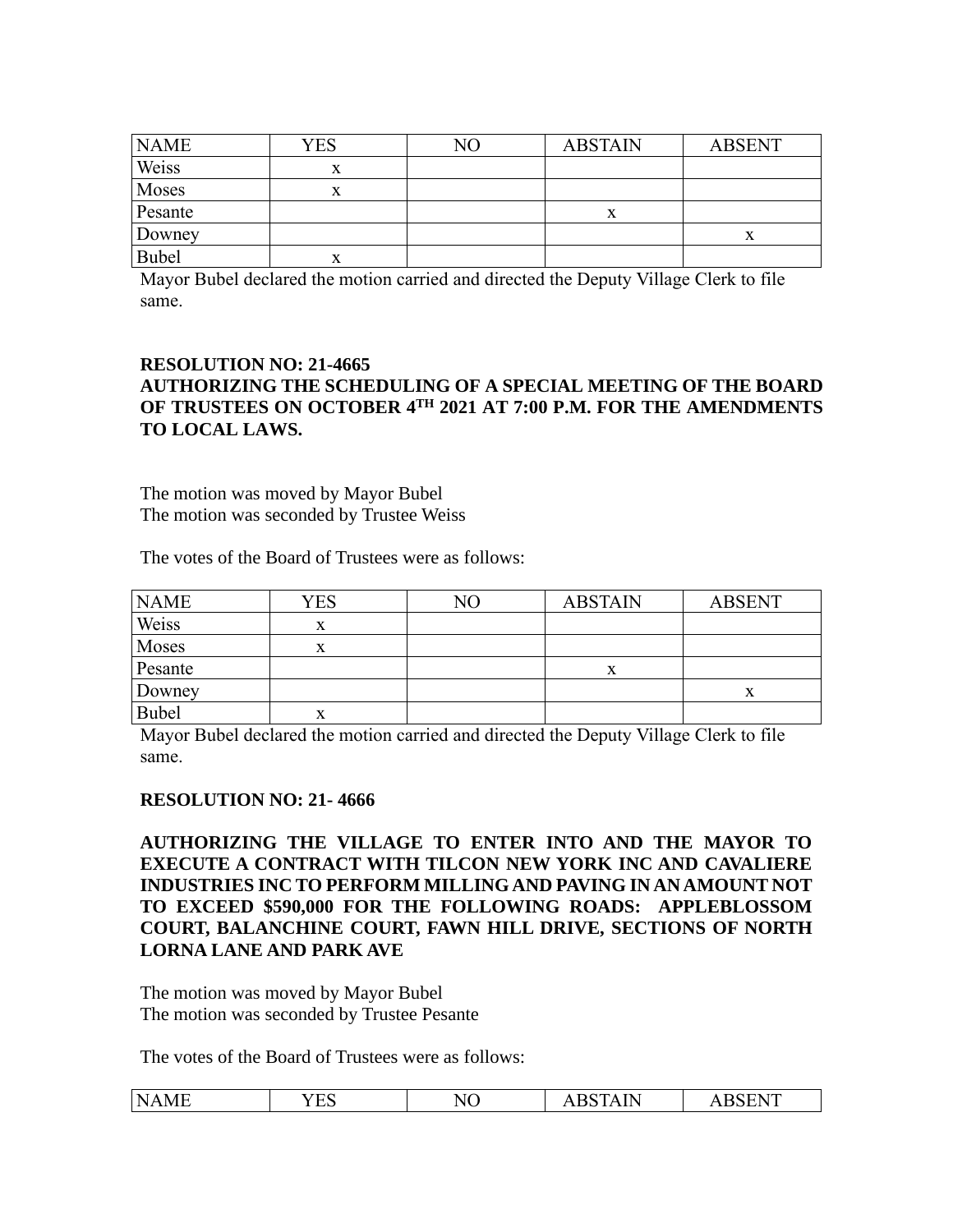| NAME | YES | NO | ABSTAIN | ABSENT |
|---|---|---|---|---|
| Weiss | x | | | |
| Moses | x | | | |
| Pesante | | | x | |
| Downey | | | | x |
| Bubel | x | | | |

Mayor Bubel declared the motion carried and directed the Deputy Village Clerk to file same.

**RESOLUTION NO: 21-4665**

**AUTHORIZING THE SCHEDULING OF A SPECIAL MEETING OF THE BOARD OF TRUSTEES ON OCTOBER 4TH 2021 AT 7:00 P.M. FOR THE AMENDMENTS TO LOCAL LAWS.**

The motion was moved by Mayor Bubel
The motion was seconded by Trustee Weiss

The votes of the Board of Trustees were as follows:

| NAME | YES | NO | ABSTAIN | ABSENT |
|---|---|---|---|---|
| Weiss | x | | | |
| Moses | x | | | |
| Pesante | | | x | |
| Downey | | | | x |
| Bubel | x | | | |

Mayor Bubel declared the motion carried and directed the Deputy Village Clerk to file same.

**RESOLUTION NO: 21- 4666**

**AUTHORIZING THE VILLAGE TO ENTER INTO AND THE MAYOR TO EXECUTE A CONTRACT WITH TILCON NEW YORK INC AND CAVALIERE INDUSTRIES INC TO PERFORM MILLING AND PAVING IN AN AMOUNT NOT TO EXCEED $590,000 FOR THE FOLLOWING ROADS: APPLEBLOSSOM COURT, BALANCHINE COURT, FAWN HILL DRIVE, SECTIONS OF NORTH LORNA LANE AND PARK AVE**

The motion was moved by Mayor Bubel
The motion was seconded by Trustee Pesante

The votes of the Board of Trustees were as follows:

| NAME | YES | NO | ABSTAIN | ABSENT |
|---|---|---|---|---|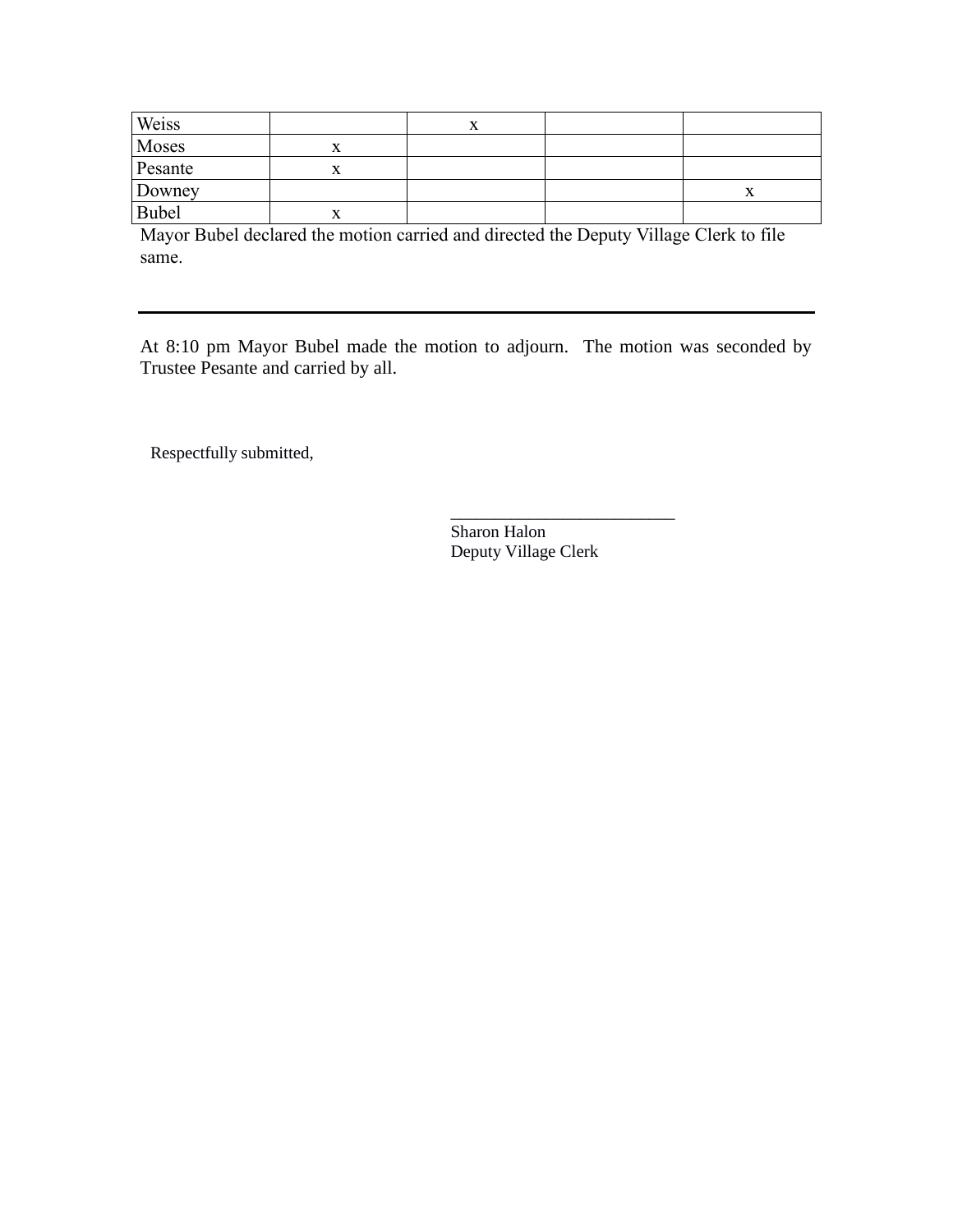| | | | | |
|---|---|---|---|---|
| Weiss | | x | | |
| Moses | x | | | |
| Pesante | x | | | |
| Downey | | | | x |
| Bubel | x | | | |

Mayor Bubel declared the motion carried and directed the Deputy Village Clerk to file same.

---

At 8:10 pm Mayor Bubel made the motion to adjourn. The motion was seconded by Trustee Pesante and carried by all.

Respectfully submitted,

___________________________
Sharon Halon
Deputy Village Clerk